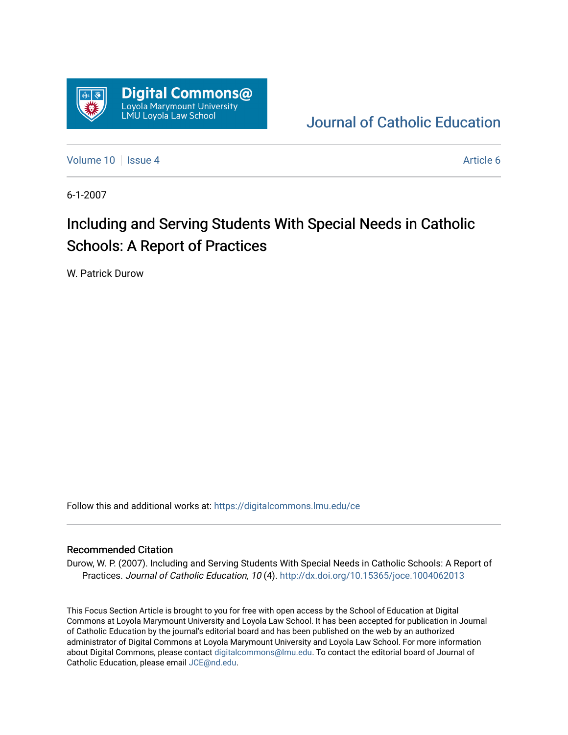Digital Commons@
Loyola Marymount University
LMU Loyola Law School

Journal of Catholic Education

Volume 10 | Issue 4 — Article 6

6-1-2007

# Including and Serving Students With Special Needs in Catholic Schools: A Report of Practices

W. Patrick Durow

Follow this and additional works at: https://digitalcommons.lmu.edu/ce

## Recommended Citation

Durow, W. P. (2007). Including and Serving Students With Special Needs in Catholic Schools: A Report of Practices. *Journal of Catholic Education, 10* (4). http://dx.doi.org/10.15365/joce.1004062013

This Focus Section Article is brought to you for free with open access by the School of Education at Digital Commons at Loyola Marymount University and Loyola Law School. It has been accepted for publication in Journal of Catholic Education by the journal's editorial board and has been published on the web by an authorized administrator of Digital Commons at Loyola Marymount University and Loyola Law School. For more information about Digital Commons, please contact digitalcommons@lmu.edu. To contact the editorial board of Journal of Catholic Education, please email JCE@nd.edu.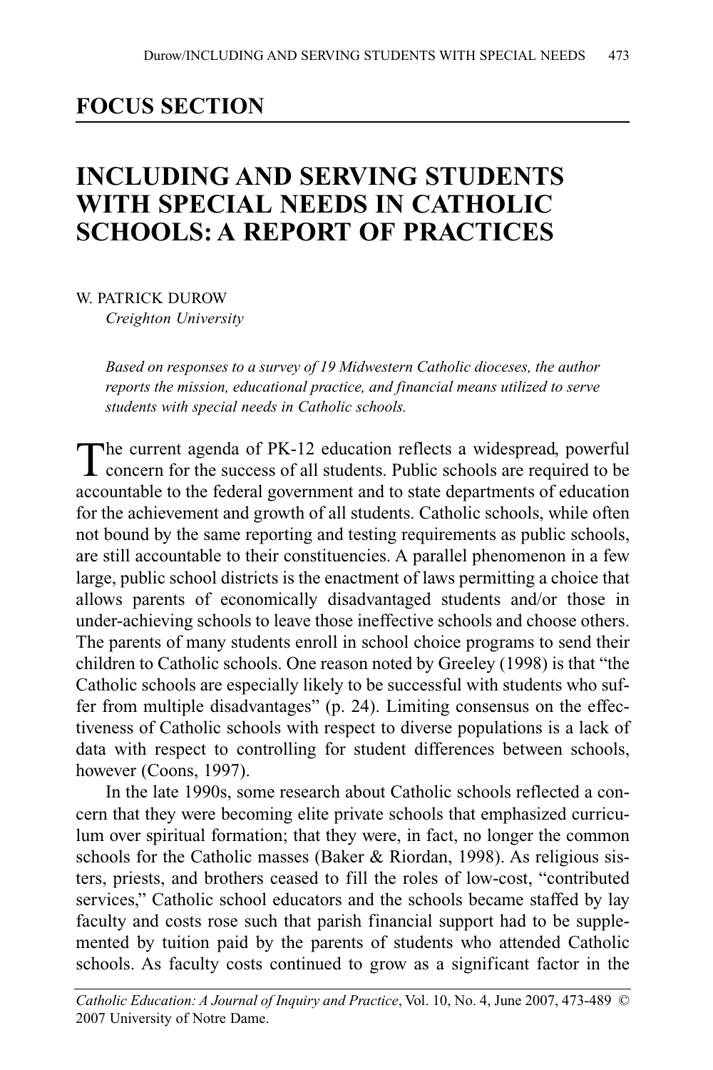## FOCUS SECTION

# INCLUDING AND SERVING STUDENTS WITH SPECIAL NEEDS IN CATHOLIC SCHOOLS: A REPORT OF PRACTICES

W. PATRICK DUROW
*Creighton University*

*Based on responses to a survey of 19 Midwestern Catholic dioceses, the author reports the mission, educational practice, and financial means utilized to serve students with special needs in Catholic schools.*

The current agenda of PK-12 education reflects a widespread, powerful concern for the success of all students. Public schools are required to be accountable to the federal government and to state departments of education for the achievement and growth of all students. Catholic schools, while often not bound by the same reporting and testing requirements as public schools, are still accountable to their constituencies. A parallel phenomenon in a few large, public school districts is the enactment of laws permitting a choice that allows parents of economically disadvantaged students and/or those in under-achieving schools to leave those ineffective schools and choose others. The parents of many students enroll in school choice programs to send their children to Catholic schools. One reason noted by Greeley (1998) is that "the Catholic schools are especially likely to be successful with students who suffer from multiple disadvantages" (p. 24). Limiting consensus on the effectiveness of Catholic schools with respect to diverse populations is a lack of data with respect to controlling for student differences between schools, however (Coons, 1997).

In the late 1990s, some research about Catholic schools reflected a concern that they were becoming elite private schools that emphasized curriculum over spiritual formation; that they were, in fact, no longer the common schools for the Catholic masses (Baker & Riordan, 1998). As religious sisters, priests, and brothers ceased to fill the roles of low-cost, "contributed services," Catholic school educators and the schools became staffed by lay faculty and costs rose such that parish financial support had to be supplemented by tuition paid by the parents of students who attended Catholic schools. As faculty costs continued to grow as a significant factor in the

*Catholic Education: A Journal of Inquiry and Practice*, Vol. 10, No. 4, June 2007, 473-489 © 2007 University of Notre Dame.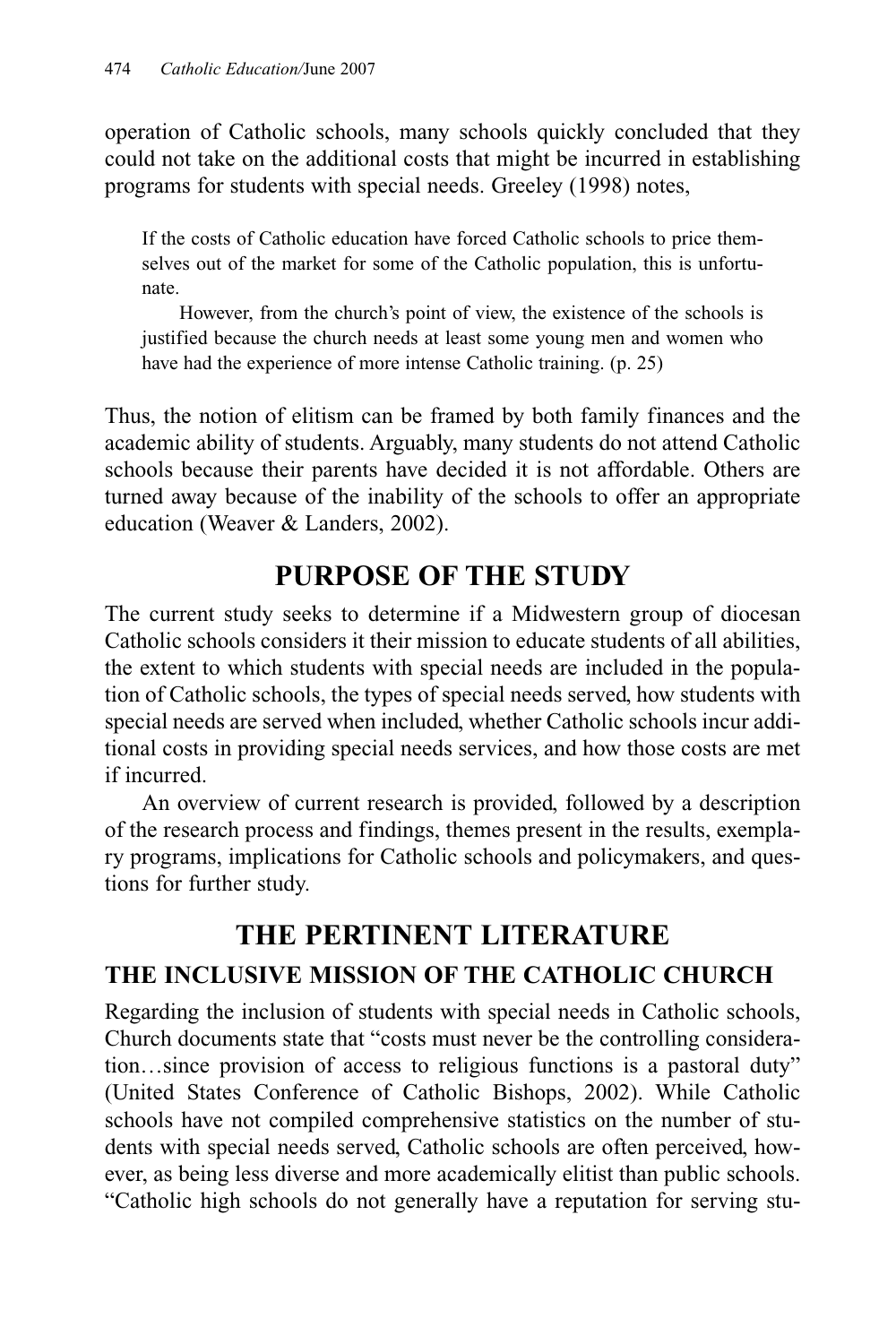operation of Catholic schools, many schools quickly concluded that they could not take on the additional costs that might be incurred in establishing programs for students with special needs. Greeley (1998) notes,

> If the costs of Catholic education have forced Catholic schools to price themselves out of the market for some of the Catholic population, this is unfortunate.
>
> However, from the church's point of view, the existence of the schools is justified because the church needs at least some young men and women who have had the experience of more intense Catholic training. (p. 25)

Thus, the notion of elitism can be framed by both family finances and the academic ability of students. Arguably, many students do not attend Catholic schools because their parents have decided it is not affordable. Others are turned away because of the inability of the schools to offer an appropriate education (Weaver & Landers, 2002).

## PURPOSE OF THE STUDY

The current study seeks to determine if a Midwestern group of diocesan Catholic schools considers it their mission to educate students of all abilities, the extent to which students with special needs are included in the population of Catholic schools, the types of special needs served, how students with special needs are served when included, whether Catholic schools incur additional costs in providing special needs services, and how those costs are met if incurred.

An overview of current research is provided, followed by a description of the research process and findings, themes present in the results, exemplary programs, implications for Catholic schools and policymakers, and questions for further study.

## THE PERTINENT LITERATURE

### THE INCLUSIVE MISSION OF THE CATHOLIC CHURCH

Regarding the inclusion of students with special needs in Catholic schools, Church documents state that "costs must never be the controlling consideration…since provision of access to religious functions is a pastoral duty" (United States Conference of Catholic Bishops, 2002). While Catholic schools have not compiled comprehensive statistics on the number of students with special needs served, Catholic schools are often perceived, however, as being less diverse and more academically elitist than public schools. "Catholic high schools do not generally have a reputation for serving stu-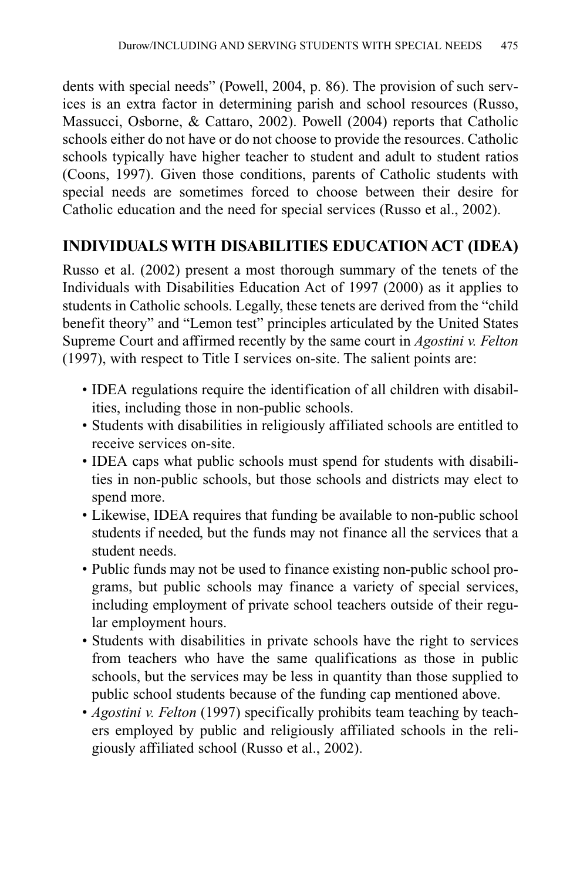dents with special needs" (Powell, 2004, p. 86). The provision of such services is an extra factor in determining parish and school resources (Russo, Massucci, Osborne, & Cattaro, 2002). Powell (2004) reports that Catholic schools either do not have or do not choose to provide the resources. Catholic schools typically have higher teacher to student and adult to student ratios (Coons, 1997). Given those conditions, parents of Catholic students with special needs are sometimes forced to choose between their desire for Catholic education and the need for special services (Russo et al., 2002).

## INDIVIDUALS WITH DISABILITIES EDUCATION ACT (IDEA)

Russo et al. (2002) present a most thorough summary of the tenets of the Individuals with Disabilities Education Act of 1997 (2000) as it applies to students in Catholic schools. Legally, these tenets are derived from the "child benefit theory" and "Lemon test" principles articulated by the United States Supreme Court and affirmed recently by the same court in *Agostini v. Felton* (1997), with respect to Title I services on-site. The salient points are:

- IDEA regulations require the identification of all children with disabilities, including those in non-public schools.
- Students with disabilities in religiously affiliated schools are entitled to receive services on-site.
- IDEA caps what public schools must spend for students with disabilities in non-public schools, but those schools and districts may elect to spend more.
- Likewise, IDEA requires that funding be available to non-public school students if needed, but the funds may not finance all the services that a student needs.
- Public funds may not be used to finance existing non-public school programs, but public schools may finance a variety of special services, including employment of private school teachers outside of their regular employment hours.
- Students with disabilities in private schools have the right to services from teachers who have the same qualifications as those in public schools, but the services may be less in quantity than those supplied to public school students because of the funding cap mentioned above.
- *Agostini v. Felton* (1997) specifically prohibits team teaching by teachers employed by public and religiously affiliated schools in the religiously affiliated school (Russo et al., 2002).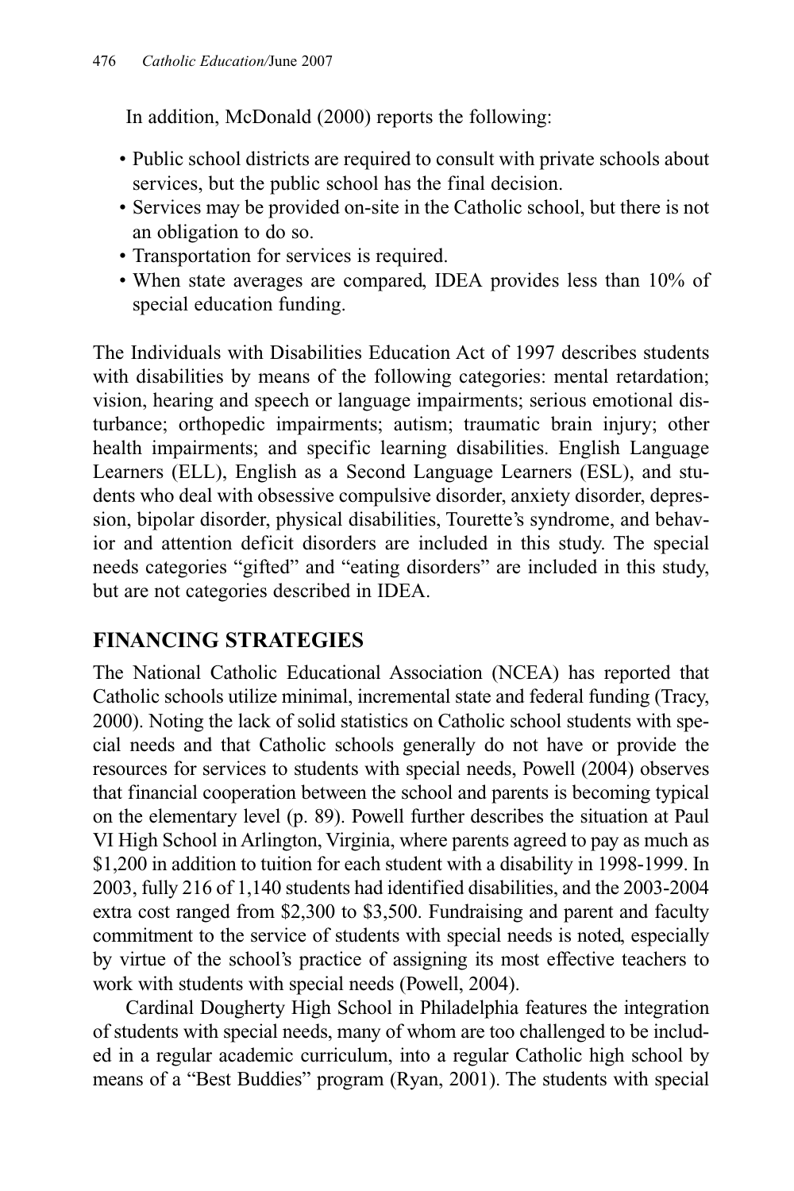In addition, McDonald (2000) reports the following:

- Public school districts are required to consult with private schools about services, but the public school has the final decision.
- Services may be provided on-site in the Catholic school, but there is not an obligation to do so.
- Transportation for services is required.
- When state averages are compared, IDEA provides less than 10% of special education funding.

The Individuals with Disabilities Education Act of 1997 describes students with disabilities by means of the following categories: mental retardation; vision, hearing and speech or language impairments; serious emotional disturbance; orthopedic impairments; autism; traumatic brain injury; other health impairments; and specific learning disabilities. English Language Learners (ELL), English as a Second Language Learners (ESL), and students who deal with obsessive compulsive disorder, anxiety disorder, depression, bipolar disorder, physical disabilities, Tourette's syndrome, and behavior and attention deficit disorders are included in this study. The special needs categories "gifted" and "eating disorders" are included in this study, but are not categories described in IDEA.

## FINANCING STRATEGIES

The National Catholic Educational Association (NCEA) has reported that Catholic schools utilize minimal, incremental state and federal funding (Tracy, 2000). Noting the lack of solid statistics on Catholic school students with special needs and that Catholic schools generally do not have or provide the resources for services to students with special needs, Powell (2004) observes that financial cooperation between the school and parents is becoming typical on the elementary level (p. 89). Powell further describes the situation at Paul VI High School in Arlington, Virginia, where parents agreed to pay as much as $1,200 in addition to tuition for each student with a disability in 1998-1999. In 2003, fully 216 of 1,140 students had identified disabilities, and the 2003-2004 extra cost ranged from $2,300 to $3,500. Fundraising and parent and faculty commitment to the service of students with special needs is noted, especially by virtue of the school's practice of assigning its most effective teachers to work with students with special needs (Powell, 2004).

Cardinal Dougherty High School in Philadelphia features the integration of students with special needs, many of whom are too challenged to be included in a regular academic curriculum, into a regular Catholic high school by means of a "Best Buddies" program (Ryan, 2001). The students with special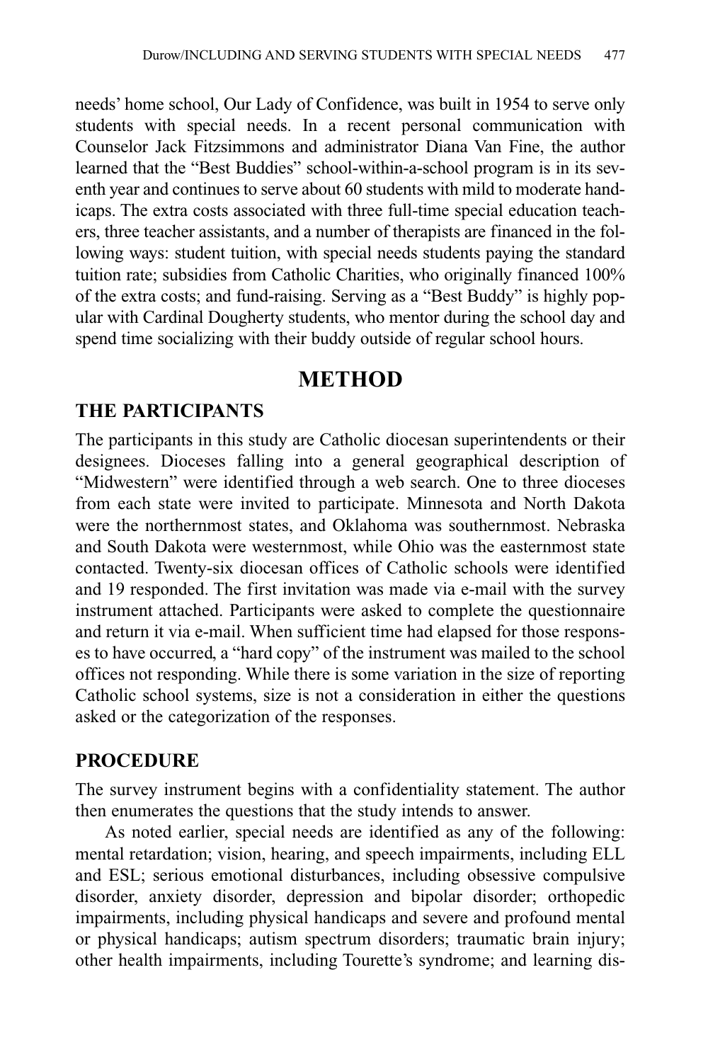needs' home school, Our Lady of Confidence, was built in 1954 to serve only students with special needs. In a recent personal communication with Counselor Jack Fitzsimmons and administrator Diana Van Fine, the author learned that the "Best Buddies" school-within-a-school program is in its seventh year and continues to serve about 60 students with mild to moderate handicaps. The extra costs associated with three full-time special education teachers, three teacher assistants, and a number of therapists are financed in the following ways: student tuition, with special needs students paying the standard tuition rate; subsidies from Catholic Charities, who originally financed 100% of the extra costs; and fund-raising. Serving as a "Best Buddy" is highly popular with Cardinal Dougherty students, who mentor during the school day and spend time socializing with their buddy outside of regular school hours.

# METHOD

## THE PARTICIPANTS

The participants in this study are Catholic diocesan superintendents or their designees. Dioceses falling into a general geographical description of "Midwestern" were identified through a web search. One to three dioceses from each state were invited to participate. Minnesota and North Dakota were the northernmost states, and Oklahoma was southernmost. Nebraska and South Dakota were westernmost, while Ohio was the easternmost state contacted. Twenty-six diocesan offices of Catholic schools were identified and 19 responded. The first invitation was made via e-mail with the survey instrument attached. Participants were asked to complete the questionnaire and return it via e-mail. When sufficient time had elapsed for those responses to have occurred, a "hard copy" of the instrument was mailed to the school offices not responding. While there is some variation in the size of reporting Catholic school systems, size is not a consideration in either the questions asked or the categorization of the responses.

## PROCEDURE

The survey instrument begins with a confidentiality statement. The author then enumerates the questions that the study intends to answer.

As noted earlier, special needs are identified as any of the following: mental retardation; vision, hearing, and speech impairments, including ELL and ESL; serious emotional disturbances, including obsessive compulsive disorder, anxiety disorder, depression and bipolar disorder; orthopedic impairments, including physical handicaps and severe and profound mental or physical handicaps; autism spectrum disorders; traumatic brain injury; other health impairments, including Tourette's syndrome; and learning dis-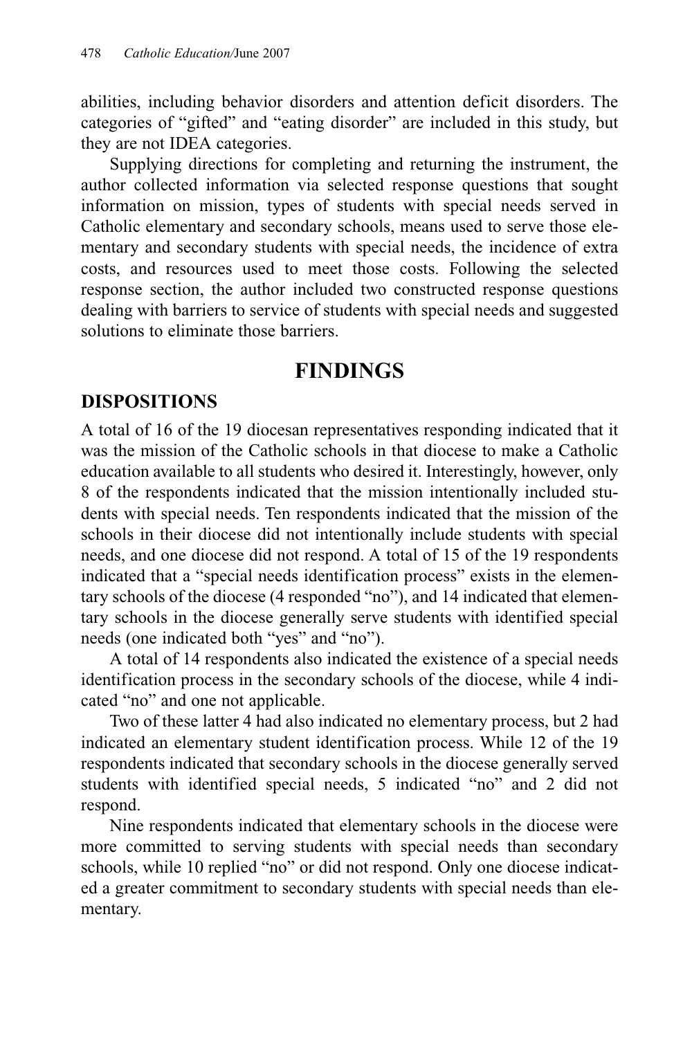abilities, including behavior disorders and attention deficit disorders. The categories of "gifted" and "eating disorder" are included in this study, but they are not IDEA categories.

Supplying directions for completing and returning the instrument, the author collected information via selected response questions that sought information on mission, types of students with special needs served in Catholic elementary and secondary schools, means used to serve those elementary and secondary students with special needs, the incidence of extra costs, and resources used to meet those costs. Following the selected response section, the author included two constructed response questions dealing with barriers to service of students with special needs and suggested solutions to eliminate those barriers.

# FINDINGS

## DISPOSITIONS

A total of 16 of the 19 diocesan representatives responding indicated that it was the mission of the Catholic schools in that diocese to make a Catholic education available to all students who desired it. Interestingly, however, only 8 of the respondents indicated that the mission intentionally included students with special needs. Ten respondents indicated that the mission of the schools in their diocese did not intentionally include students with special needs, and one diocese did not respond. A total of 15 of the 19 respondents indicated that a "special needs identification process" exists in the elementary schools of the diocese (4 responded "no"), and 14 indicated that elementary schools in the diocese generally serve students with identified special needs (one indicated both "yes" and "no").

A total of 14 respondents also indicated the existence of a special needs identification process in the secondary schools of the diocese, while 4 indicated "no" and one not applicable.

Two of these latter 4 had also indicated no elementary process, but 2 had indicated an elementary student identification process. While 12 of the 19 respondents indicated that secondary schools in the diocese generally served students with identified special needs, 5 indicated "no" and 2 did not respond.

Nine respondents indicated that elementary schools in the diocese were more committed to serving students with special needs than secondary schools, while 10 replied "no" or did not respond. Only one diocese indicated a greater commitment to secondary students with special needs than elementary.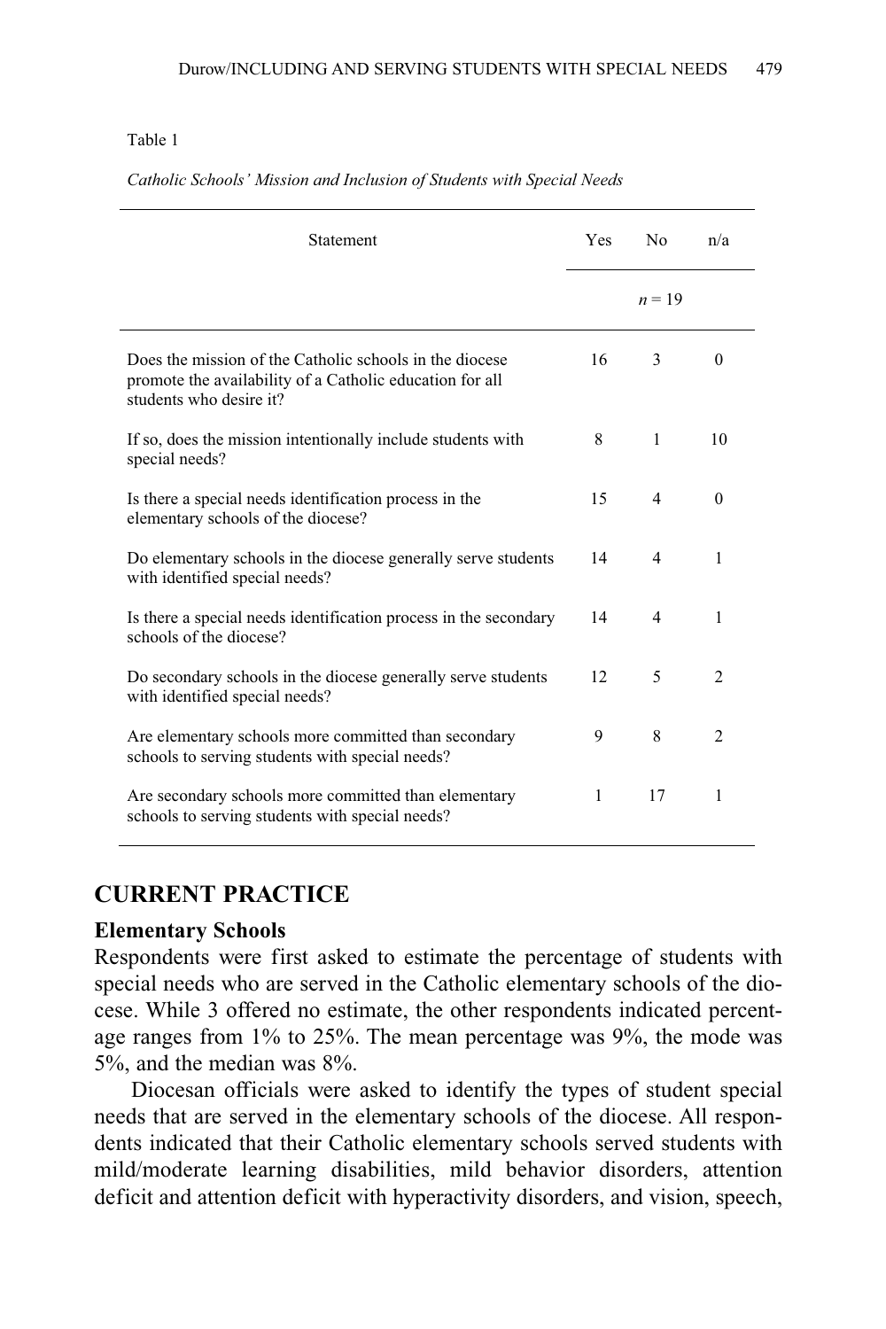Table 1

*Catholic Schools' Mission and Inclusion of Students with Special Needs*

| Statement | Yes | No | n/a |
|---|---|---|---|
| | | $n = 19$ | |
| Does the mission of the Catholic schools in the diocese promote the availability of a Catholic education for all students who desire it? | 16 | 3 | 0 |
| If so, does the mission intentionally include students with special needs? | 8 | 1 | 10 |
| Is there a special needs identification process in the elementary schools of the diocese? | 15 | 4 | 0 |
| Do elementary schools in the diocese generally serve students with identified special needs? | 14 | 4 | 1 |
| Is there a special needs identification process in the secondary schools of the diocese? | 14 | 4 | 1 |
| Do secondary schools in the diocese generally serve students with identified special needs? | 12 | 5 | 2 |
| Are elementary schools more committed than secondary schools to serving students with special needs? | 9 | 8 | 2 |
| Are secondary schools more committed than elementary schools to serving students with special needs? | 1 | 17 | 1 |

## CURRENT PRACTICE

### Elementary Schools

Respondents were first asked to estimate the percentage of students with special needs who are served in the Catholic elementary schools of the diocese. While 3 offered no estimate, the other respondents indicated percentage ranges from 1% to 25%. The mean percentage was 9%, the mode was 5%, and the median was 8%.

Diocesan officials were asked to identify the types of student special needs that are served in the elementary schools of the diocese. All respondents indicated that their Catholic elementary schools served students with mild/moderate learning disabilities, mild behavior disorders, attention deficit and attention deficit with hyperactivity disorders, and vision, speech,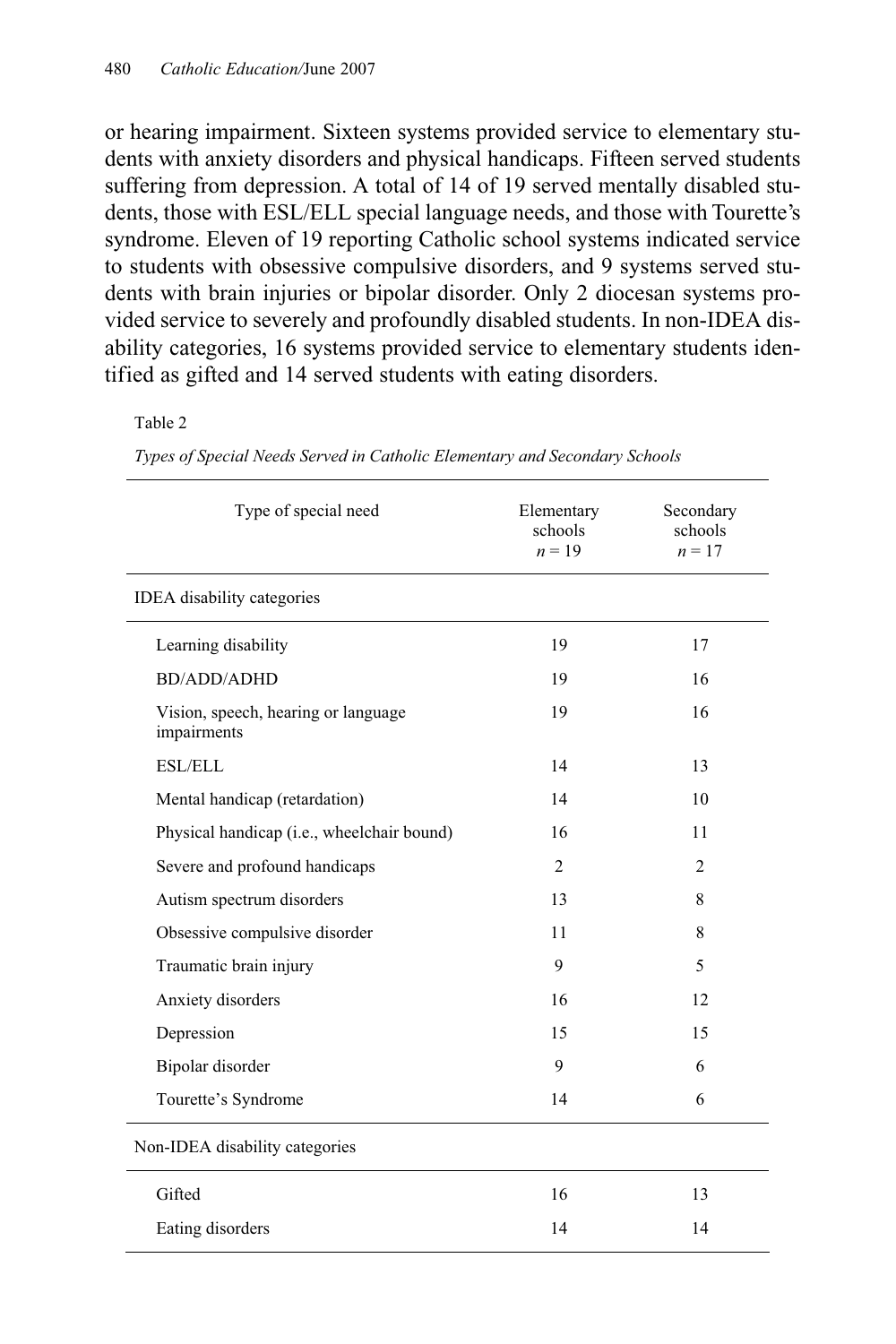or hearing impairment. Sixteen systems provided service to elementary students with anxiety disorders and physical handicaps. Fifteen served students suffering from depression. A total of 14 of 19 served mentally disabled students, those with ESL/ELL special language needs, and those with Tourette's syndrome. Eleven of 19 reporting Catholic school systems indicated service to students with obsessive compulsive disorders, and 9 systems served students with brain injuries or bipolar disorder. Only 2 diocesan systems provided service to severely and profoundly disabled students. In non-IDEA disability categories, 16 systems provided service to elementary students identified as gifted and 14 served students with eating disorders.

Table 2

*Types of Special Needs Served in Catholic Elementary and Secondary Schools*

| Type of special need | Elementary schools $n = 19$ | Secondary schools $n = 17$ |
|---|---|---|
| IDEA disability categories | | |
| Learning disability | 19 | 17 |
| BD/ADD/ADHD | 19 | 16 |
| Vision, speech, hearing or language impairments | 19 | 16 |
| ESL/ELL | 14 | 13 |
| Mental handicap (retardation) | 14 | 10 |
| Physical handicap (i.e., wheelchair bound) | 16 | 11 |
| Severe and profound handicaps | 2 | 2 |
| Autism spectrum disorders | 13 | 8 |
| Obsessive compulsive disorder | 11 | 8 |
| Traumatic brain injury | 9 | 5 |
| Anxiety disorders | 16 | 12 |
| Depression | 15 | 15 |
| Bipolar disorder | 9 | 6 |
| Tourette's Syndrome | 14 | 6 |
| Non-IDEA disability categories | | |
| Gifted | 16 | 13 |
| Eating disorders | 14 | 14 |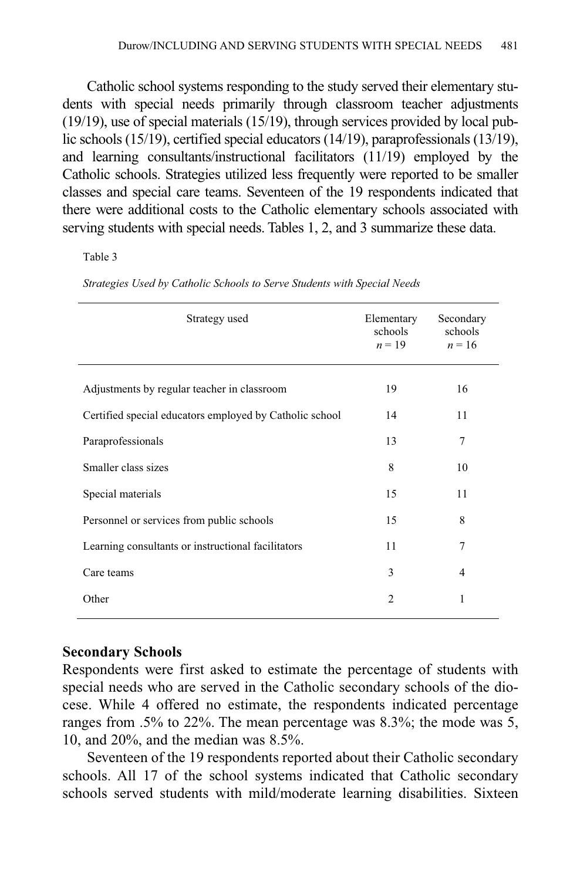Catholic school systems responding to the study served their elementary students with special needs primarily through classroom teacher adjustments (19/19), use of special materials (15/19), through services provided by local public schools (15/19), certified special educators (14/19), paraprofessionals (13/19), and learning consultants/instructional facilitators (11/19) employed by the Catholic schools. Strategies utilized less frequently were reported to be smaller classes and special care teams. Seventeen of the 19 respondents indicated that there were additional costs to the Catholic elementary schools associated with serving students with special needs. Tables 1, 2, and 3 summarize these data.

Table 3

*Strategies Used by Catholic Schools to Serve Students with Special Needs*

| Strategy used | Elementary schools $n = 19$ | Secondary schools $n = 16$ |
|---|---|---|
| Adjustments by regular teacher in classroom | 19 | 16 |
| Certified special educators employed by Catholic school | 14 | 11 |
| Paraprofessionals | 13 | 7 |
| Smaller class sizes | 8 | 10 |
| Special materials | 15 | 11 |
| Personnel or services from public schools | 15 | 8 |
| Learning consultants or instructional facilitators | 11 | 7 |
| Care teams | 3 | 4 |
| Other | 2 | 1 |

### Secondary Schools

Respondents were first asked to estimate the percentage of students with special needs who are served in the Catholic secondary schools of the diocese. While 4 offered no estimate, the respondents indicated percentage ranges from .5% to 22%. The mean percentage was 8.3%; the mode was 5, 10, and 20%, and the median was 8.5%.

Seventeen of the 19 respondents reported about their Catholic secondary schools. All 17 of the school systems indicated that Catholic secondary schools served students with mild/moderate learning disabilities. Sixteen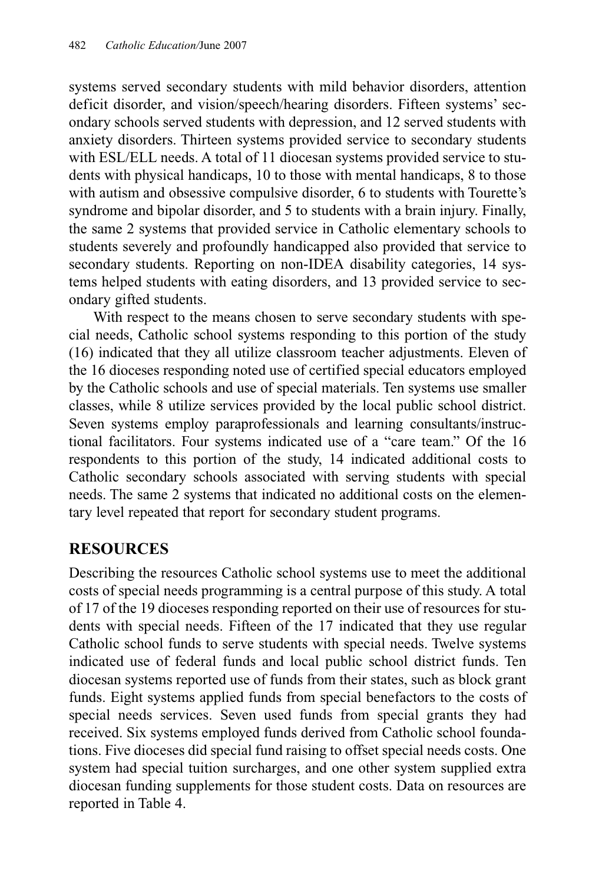systems served secondary students with mild behavior disorders, attention deficit disorder, and vision/speech/hearing disorders. Fifteen systems' secondary schools served students with depression, and 12 served students with anxiety disorders. Thirteen systems provided service to secondary students with ESL/ELL needs. A total of 11 diocesan systems provided service to students with physical handicaps, 10 to those with mental handicaps, 8 to those with autism and obsessive compulsive disorder, 6 to students with Tourette's syndrome and bipolar disorder, and 5 to students with a brain injury. Finally, the same 2 systems that provided service in Catholic elementary schools to students severely and profoundly handicapped also provided that service to secondary students. Reporting on non-IDEA disability categories, 14 systems helped students with eating disorders, and 13 provided service to secondary gifted students.

With respect to the means chosen to serve secondary students with special needs, Catholic school systems responding to this portion of the study (16) indicated that they all utilize classroom teacher adjustments. Eleven of the 16 dioceses responding noted use of certified special educators employed by the Catholic schools and use of special materials. Ten systems use smaller classes, while 8 utilize services provided by the local public school district. Seven systems employ paraprofessionals and learning consultants/instructional facilitators. Four systems indicated use of a "care team." Of the 16 respondents to this portion of the study, 14 indicated additional costs to Catholic secondary schools associated with serving students with special needs. The same 2 systems that indicated no additional costs on the elementary level repeated that report for secondary student programs.

## RESOURCES

Describing the resources Catholic school systems use to meet the additional costs of special needs programming is a central purpose of this study. A total of 17 of the 19 dioceses responding reported on their use of resources for students with special needs. Fifteen of the 17 indicated that they use regular Catholic school funds to serve students with special needs. Twelve systems indicated use of federal funds and local public school district funds. Ten diocesan systems reported use of funds from their states, such as block grant funds. Eight systems applied funds from special benefactors to the costs of special needs services. Seven used funds from special grants they had received. Six systems employed funds derived from Catholic school foundations. Five dioceses did special fund raising to offset special needs costs. One system had special tuition surcharges, and one other system supplied extra diocesan funding supplements for those student costs. Data on resources are reported in Table 4.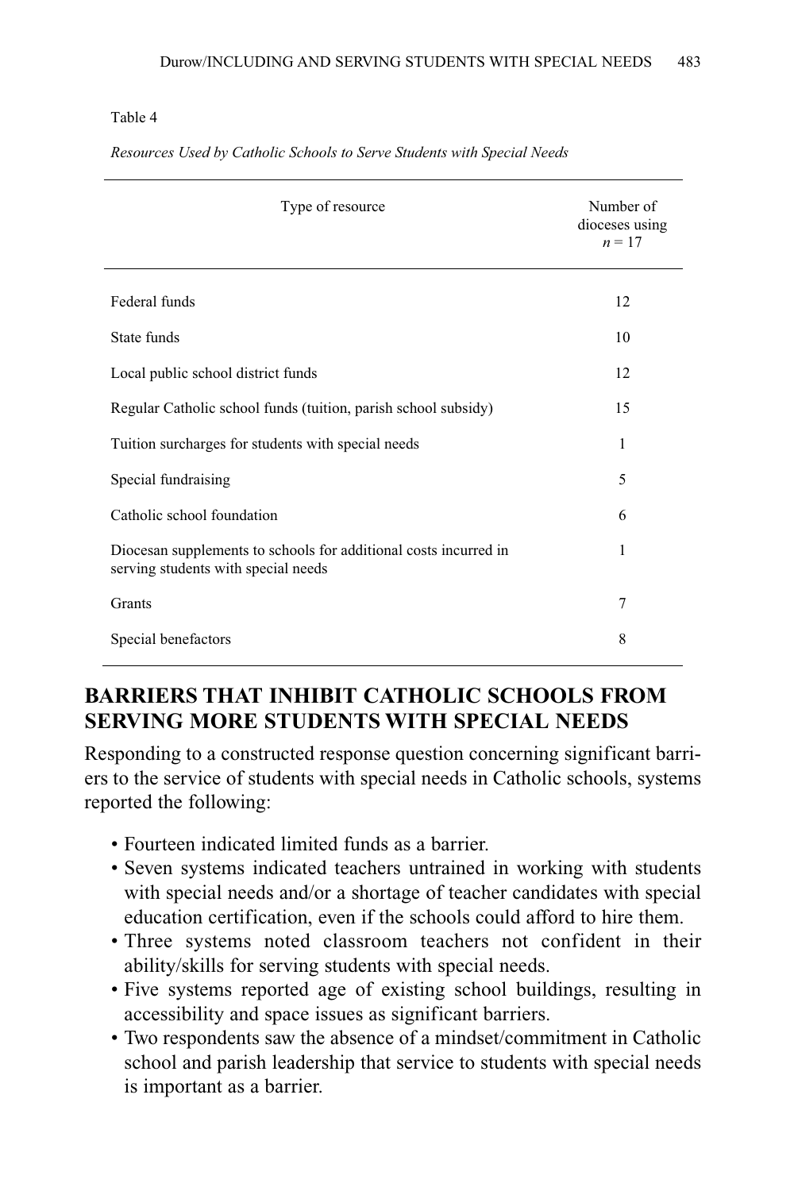Table 4

*Resources Used by Catholic Schools to Serve Students with Special Needs*

| Type of resource | Number of dioceses using $n = 17$ |
| --- | --- |
| Federal funds | 12 |
| State funds | 10 |
| Local public school district funds | 12 |
| Regular Catholic school funds (tuition, parish school subsidy) | 15 |
| Tuition surcharges for students with special needs | 1 |
| Special fundraising | 5 |
| Catholic school foundation | 6 |
| Diocesan supplements to schools for additional costs incurred in serving students with special needs | 1 |
| Grants | 7 |
| Special benefactors | 8 |

## BARRIERS THAT INHIBIT CATHOLIC SCHOOLS FROM SERVING MORE STUDENTS WITH SPECIAL NEEDS

Responding to a constructed response question concerning significant barriers to the service of students with special needs in Catholic schools, systems reported the following:

- Fourteen indicated limited funds as a barrier.
- Seven systems indicated teachers untrained in working with students with special needs and/or a shortage of teacher candidates with special education certification, even if the schools could afford to hire them.
- Three systems noted classroom teachers not confident in their ability/skills for serving students with special needs.
- Five systems reported age of existing school buildings, resulting in accessibility and space issues as significant barriers.
- Two respondents saw the absence of a mindset/commitment in Catholic school and parish leadership that service to students with special needs is important as a barrier.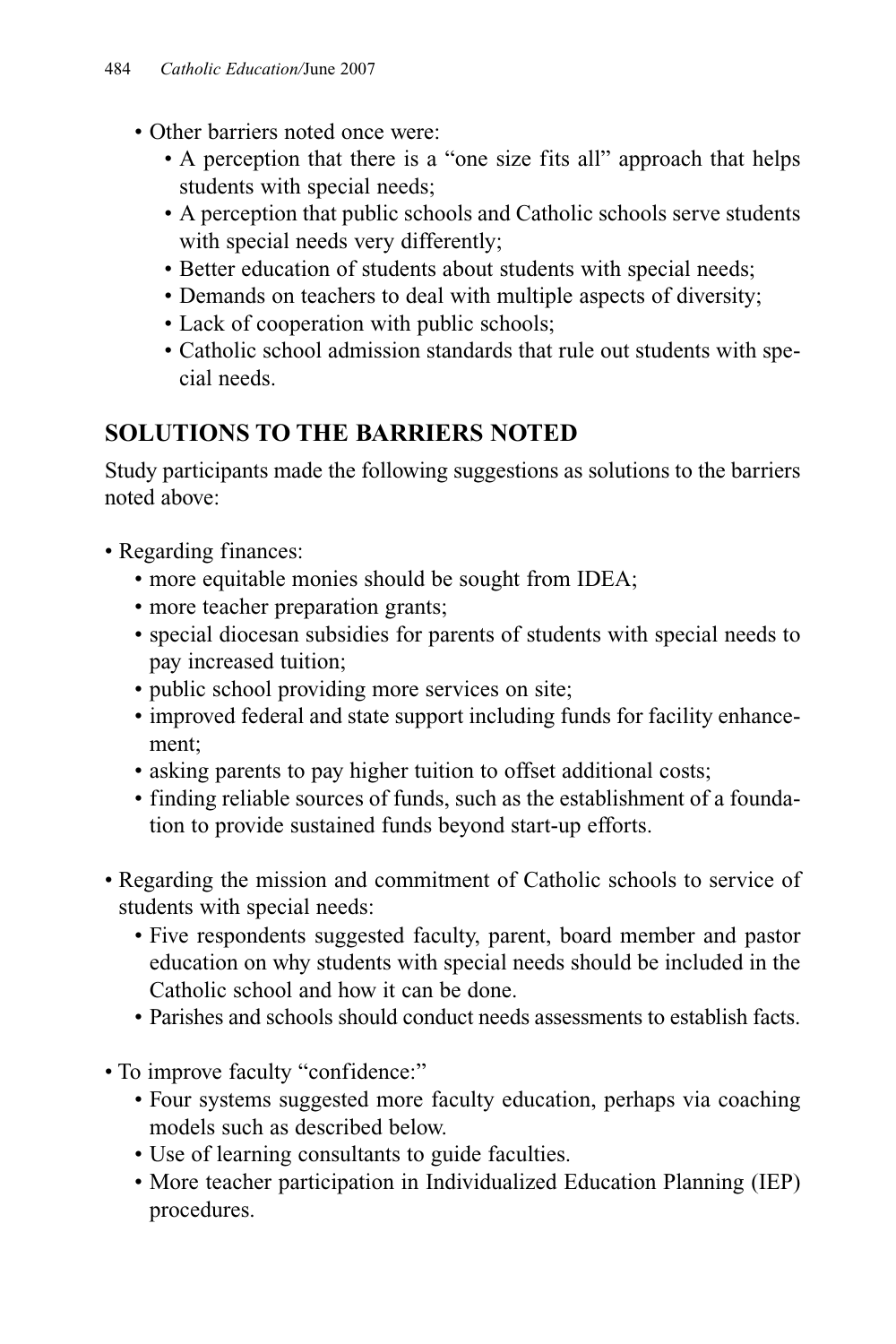- Other barriers noted once were:
  - A perception that there is a "one size fits all" approach that helps students with special needs;
  - A perception that public schools and Catholic schools serve students with special needs very differently;
  - Better education of students about students with special needs;
  - Demands on teachers to deal with multiple aspects of diversity;
  - Lack of cooperation with public schools;
  - Catholic school admission standards that rule out students with special needs.

## SOLUTIONS TO THE BARRIERS NOTED

Study participants made the following suggestions as solutions to the barriers noted above:

- Regarding finances:
  - more equitable monies should be sought from IDEA;
  - more teacher preparation grants;
  - special diocesan subsidies for parents of students with special needs to pay increased tuition;
  - public school providing more services on site;
  - improved federal and state support including funds for facility enhancement;
  - asking parents to pay higher tuition to offset additional costs;
  - finding reliable sources of funds, such as the establishment of a foundation to provide sustained funds beyond start-up efforts.

- Regarding the mission and commitment of Catholic schools to service of students with special needs:
  - Five respondents suggested faculty, parent, board member and pastor education on why students with special needs should be included in the Catholic school and how it can be done.
  - Parishes and schools should conduct needs assessments to establish facts.

- To improve faculty "confidence:"
  - Four systems suggested more faculty education, perhaps via coaching models such as described below.
  - Use of learning consultants to guide faculties.
  - More teacher participation in Individualized Education Planning (IEP) procedures.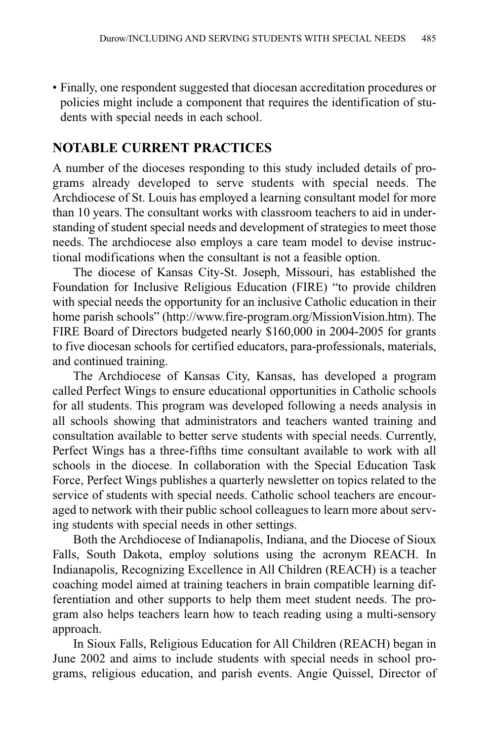- Finally, one respondent suggested that diocesan accreditation procedures or policies might include a component that requires the identification of students with special needs in each school.

## NOTABLE CURRENT PRACTICES

A number of the dioceses responding to this study included details of programs already developed to serve students with special needs. The Archdiocese of St. Louis has employed a learning consultant model for more than 10 years. The consultant works with classroom teachers to aid in understanding of student special needs and development of strategies to meet those needs. The archdiocese also employs a care team model to devise instructional modifications when the consultant is not a feasible option.

The diocese of Kansas City-St. Joseph, Missouri, has established the Foundation for Inclusive Religious Education (FIRE) "to provide children with special needs the opportunity for an inclusive Catholic education in their home parish schools" (http://www.fire-program.org/MissionVision.htm). The FIRE Board of Directors budgeted nearly $160,000 in 2004-2005 for grants to five diocesan schools for certified educators, para-professionals, materials, and continued training.

The Archdiocese of Kansas City, Kansas, has developed a program called Perfect Wings to ensure educational opportunities in Catholic schools for all students. This program was developed following a needs analysis in all schools showing that administrators and teachers wanted training and consultation available to better serve students with special needs. Currently, Perfect Wings has a three-fifths time consultant available to work with all schools in the diocese. In collaboration with the Special Education Task Force, Perfect Wings publishes a quarterly newsletter on topics related to the service of students with special needs. Catholic school teachers are encouraged to network with their public school colleagues to learn more about serving students with special needs in other settings.

Both the Archdiocese of Indianapolis, Indiana, and the Diocese of Sioux Falls, South Dakota, employ solutions using the acronym REACH. In Indianapolis, Recognizing Excellence in All Children (REACH) is a teacher coaching model aimed at training teachers in brain compatible learning differentiation and other supports to help them meet student needs. The program also helps teachers learn how to teach reading using a multi-sensory approach.

In Sioux Falls, Religious Education for All Children (REACH) began in June 2002 and aims to include students with special needs in school programs, religious education, and parish events. Angie Quissel, Director of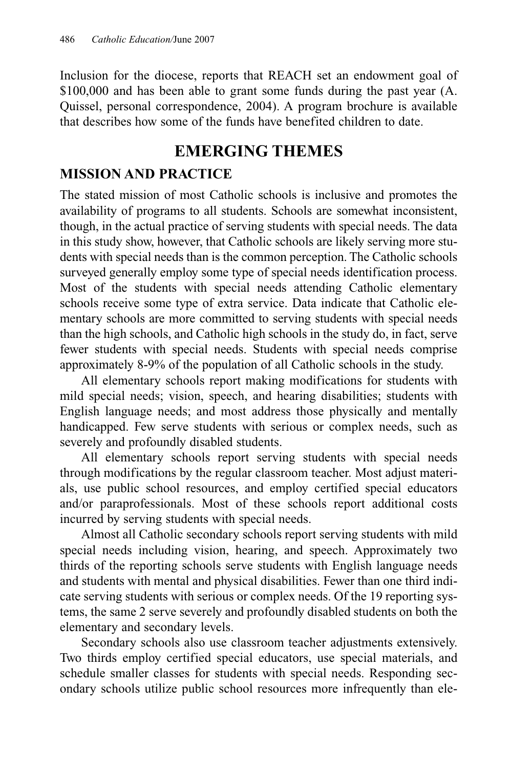Inclusion for the diocese, reports that REACH set an endowment goal of $100,000 and has been able to grant some funds during the past year (A. Quissel, personal correspondence, 2004). A program brochure is available that describes how some of the funds have benefited children to date.

## EMERGING THEMES

### MISSION AND PRACTICE

The stated mission of most Catholic schools is inclusive and promotes the availability of programs to all students. Schools are somewhat inconsistent, though, in the actual practice of serving students with special needs. The data in this study show, however, that Catholic schools are likely serving more students with special needs than is the common perception. The Catholic schools surveyed generally employ some type of special needs identification process. Most of the students with special needs attending Catholic elementary schools receive some type of extra service. Data indicate that Catholic elementary schools are more committed to serving students with special needs than the high schools, and Catholic high schools in the study do, in fact, serve fewer students with special needs. Students with special needs comprise approximately 8-9% of the population of all Catholic schools in the study.

All elementary schools report making modifications for students with mild special needs; vision, speech, and hearing disabilities; students with English language needs; and most address those physically and mentally handicapped. Few serve students with serious or complex needs, such as severely and profoundly disabled students.

All elementary schools report serving students with special needs through modifications by the regular classroom teacher. Most adjust materials, use public school resources, and employ certified special educators and/or paraprofessionals. Most of these schools report additional costs incurred by serving students with special needs.

Almost all Catholic secondary schools report serving students with mild special needs including vision, hearing, and speech. Approximately two thirds of the reporting schools serve students with English language needs and students with mental and physical disabilities. Fewer than one third indicate serving students with serious or complex needs. Of the 19 reporting systems, the same 2 serve severely and profoundly disabled students on both the elementary and secondary levels.

Secondary schools also use classroom teacher adjustments extensively. Two thirds employ certified special educators, use special materials, and schedule smaller classes for students with special needs. Responding secondary schools utilize public school resources more infrequently than ele-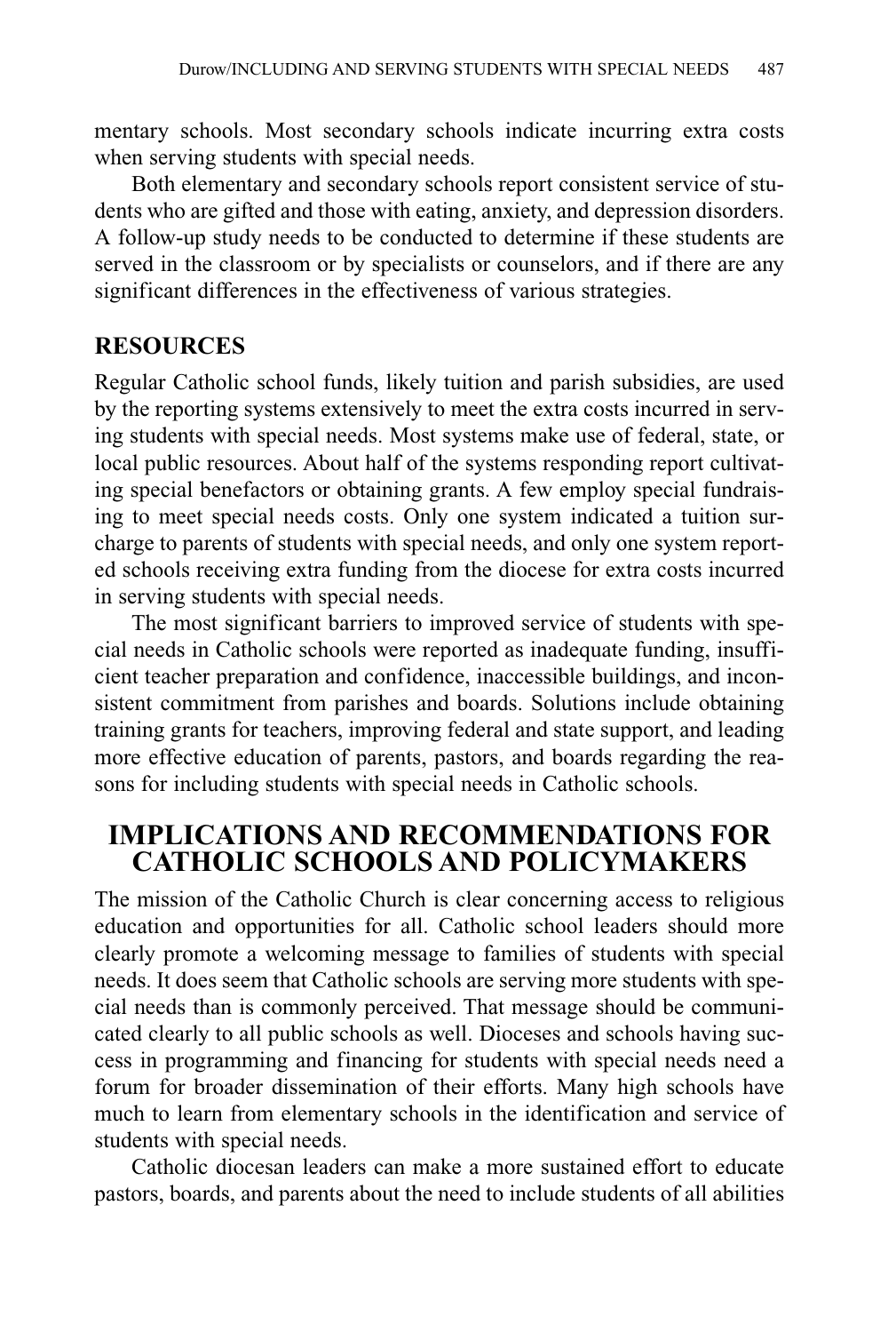mentary schools. Most secondary schools indicate incurring extra costs when serving students with special needs.

Both elementary and secondary schools report consistent service of students who are gifted and those with eating, anxiety, and depression disorders. A follow-up study needs to be conducted to determine if these students are served in the classroom or by specialists or counselors, and if there are any significant differences in the effectiveness of various strategies.

### RESOURCES

Regular Catholic school funds, likely tuition and parish subsidies, are used by the reporting systems extensively to meet the extra costs incurred in serving students with special needs. Most systems make use of federal, state, or local public resources. About half of the systems responding report cultivating special benefactors or obtaining grants. A few employ special fundraising to meet special needs costs. Only one system indicated a tuition surcharge to parents of students with special needs, and only one system reported schools receiving extra funding from the diocese for extra costs incurred in serving students with special needs.

The most significant barriers to improved service of students with special needs in Catholic schools were reported as inadequate funding, insufficient teacher preparation and confidence, inaccessible buildings, and inconsistent commitment from parishes and boards. Solutions include obtaining training grants for teachers, improving federal and state support, and leading more effective education of parents, pastors, and boards regarding the reasons for including students with special needs in Catholic schools.

## IMPLICATIONS AND RECOMMENDATIONS FOR CATHOLIC SCHOOLS AND POLICYMAKERS

The mission of the Catholic Church is clear concerning access to religious education and opportunities for all. Catholic school leaders should more clearly promote a welcoming message to families of students with special needs. It does seem that Catholic schools are serving more students with special needs than is commonly perceived. That message should be communicated clearly to all public schools as well. Dioceses and schools having success in programming and financing for students with special needs need a forum for broader dissemination of their efforts. Many high schools have much to learn from elementary schools in the identification and service of students with special needs.

Catholic diocesan leaders can make a more sustained effort to educate pastors, boards, and parents about the need to include students of all abilities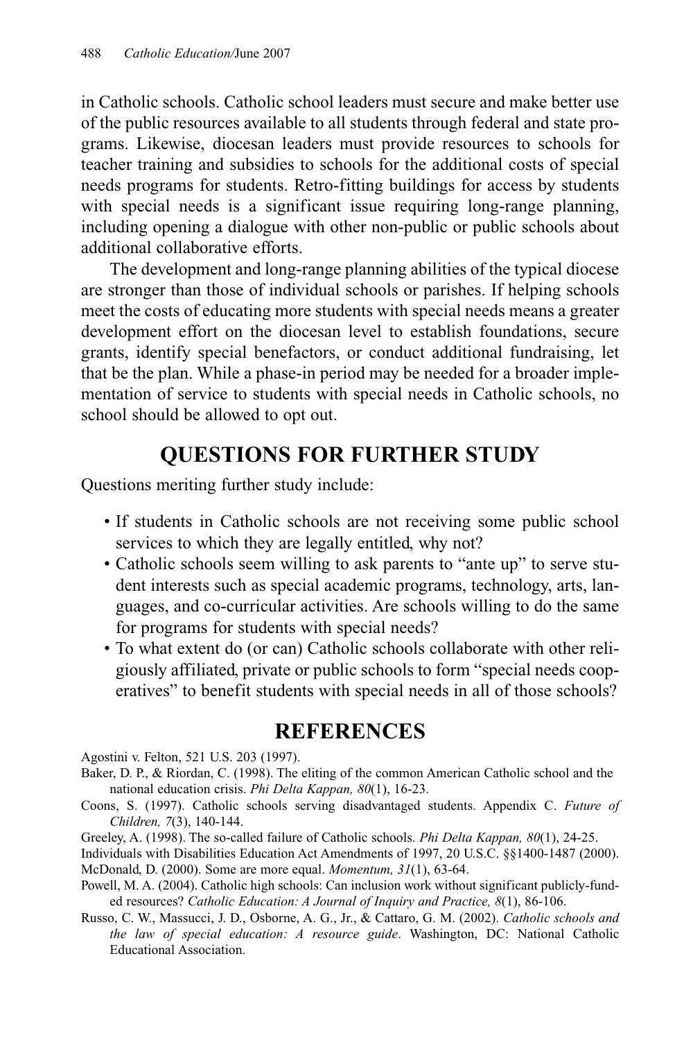in Catholic schools. Catholic school leaders must secure and make better use of the public resources available to all students through federal and state programs. Likewise, diocesan leaders must provide resources to schools for teacher training and subsidies to schools for the additional costs of special needs programs for students. Retro-fitting buildings for access by students with special needs is a significant issue requiring long-range planning, including opening a dialogue with other non-public or public schools about additional collaborative efforts.

The development and long-range planning abilities of the typical diocese are stronger than those of individual schools or parishes. If helping schools meet the costs of educating more students with special needs means a greater development effort on the diocesan level to establish foundations, secure grants, identify special benefactors, or conduct additional fundraising, let that be the plan. While a phase-in period may be needed for a broader implementation of service to students with special needs in Catholic schools, no school should be allowed to opt out.

## QUESTIONS FOR FURTHER STUDY

Questions meriting further study include:

- If students in Catholic schools are not receiving some public school services to which they are legally entitled, why not?
- Catholic schools seem willing to ask parents to "ante up" to serve student interests such as special academic programs, technology, arts, languages, and co-curricular activities. Are schools willing to do the same for programs for students with special needs?
- To what extent do (or can) Catholic schools collaborate with other religiously affiliated, private or public schools to form "special needs cooperatives" to benefit students with special needs in all of those schools?

## REFERENCES

Agostini v. Felton, 521 U.S. 203 (1997).

Baker, D. P., & Riordan, C. (1998). The eliting of the common American Catholic school and the national education crisis. *Phi Delta Kappan, 80*(1), 16-23.

Coons, S. (1997). Catholic schools serving disadvantaged students. Appendix C. *Future of Children, 7*(3), 140-144.

Greeley, A. (1998). The so-called failure of Catholic schools. *Phi Delta Kappan, 80*(1), 24-25.

Individuals with Disabilities Education Act Amendments of 1997, 20 U.S.C. §§1400-1487 (2000).

McDonald, D. (2000). Some are more equal. *Momentum, 31*(1), 63-64.

Powell, M. A. (2004). Catholic high schools: Can inclusion work without significant publicly-funded resources? *Catholic Education: A Journal of Inquiry and Practice, 8*(1), 86-106.

Russo, C. W., Massucci, J. D., Osborne, A. G., Jr., & Cattaro, G. M. (2002). *Catholic schools and the law of special education: A resource guide*. Washington, DC: National Catholic Educational Association.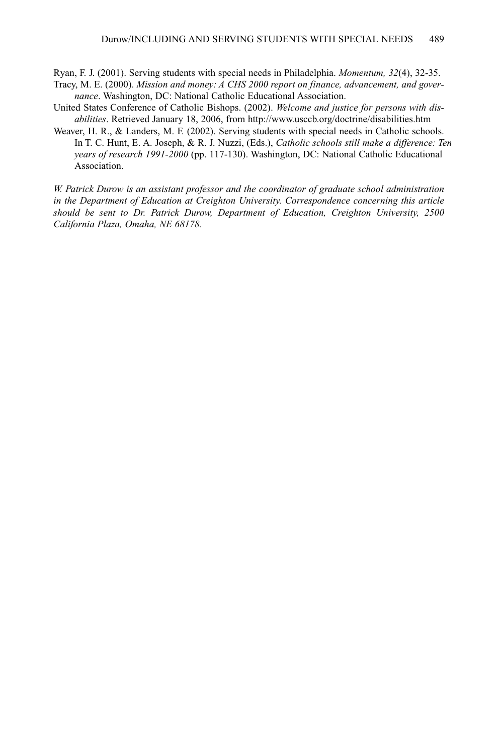Ryan, F. J. (2001). Serving students with special needs in Philadelphia. *Momentum, 32*(4), 32-35.

Tracy, M. E. (2000). *Mission and money: A CHS 2000 report on finance, advancement, and governance*. Washington, DC: National Catholic Educational Association.

United States Conference of Catholic Bishops. (2002). *Welcome and justice for persons with disabilities*. Retrieved January 18, 2006, from http://www.usccb.org/doctrine/disabilities.htm

Weaver, H. R., & Landers, M. F. (2002). Serving students with special needs in Catholic schools. In T. C. Hunt, E. A. Joseph, & R. J. Nuzzi, (Eds.), *Catholic schools still make a difference: Ten years of research 1991-2000* (pp. 117-130). Washington, DC: National Catholic Educational Association.

*W. Patrick Durow is an assistant professor and the coordinator of graduate school administration in the Department of Education at Creighton University. Correspondence concerning this article should be sent to Dr. Patrick Durow, Department of Education, Creighton University, 2500 California Plaza, Omaha, NE 68178.*